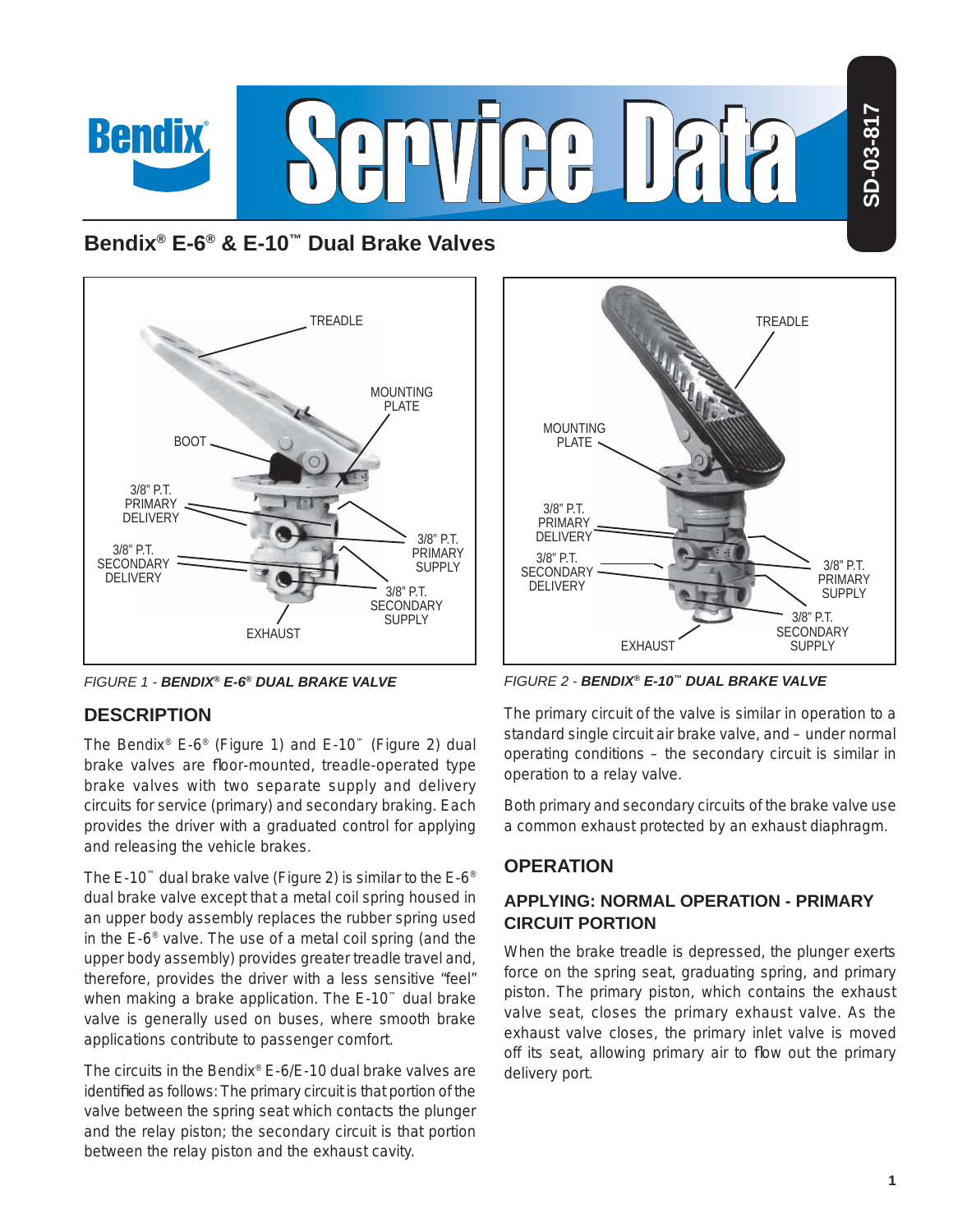# Bendix® E-6® & E-10™ Dual Brake Valves

TREADLE
MOUNTING PLATE
BOOT
3/8" P.T. PRIMARY DELIVERY
3/8" P.T. SECONDARY DELIVERY
3/8" P.T. PRIMARY SUPPLY
3/8" P.T. SECONDARY SUPPLY
EXHAUST

*FIGURE 1 - **BENDIX® E-6® DUAL BRAKE VALVE***

TREADLE
MOUNTING PLATE
3/8" P.T. PRIMARY DELIVERY
3/8" P.T. SECONDARY DELIVERY
3/8" P.T. PRIMARY SUPPLY
3/8" P.T. SECONDARY SUPPLY
EXHAUST

*FIGURE 2 - **BENDIX® E-10™ DUAL BRAKE VALVE***

## DESCRIPTION

The Bendix® E-6® (Figure 1) and E-10™ (Figure 2) dual brake valves are floor-mounted, treadle-operated type brake valves with two separate supply and delivery circuits for service (primary) and secondary braking. Each provides the driver with a graduated control for applying and releasing the vehicle brakes.

The E-10™ dual brake valve (Figure 2) is similar to the E-6® dual brake valve except that a metal coil spring housed in an upper body assembly replaces the rubber spring used in the E-6® valve. The use of a metal coil spring (and the upper body assembly) provides greater treadle travel and, therefore, provides the driver with a less sensitive "feel" when making a brake application. The E-10™ dual brake valve is generally used on buses, where smooth brake applications contribute to passenger comfort.

The circuits in the Bendix® E-6/E-10 dual brake valves are identified as follows: The primary circuit is that portion of the valve between the spring seat which contacts the plunger and the relay piston; the secondary circuit is that portion between the relay piston and the exhaust cavity.

The primary circuit of the valve is similar in operation to a standard single circuit air brake valve, and – under normal operating conditions – the secondary circuit is similar in operation to a relay valve.

Both primary and secondary circuits of the brake valve use a common exhaust protected by an exhaust diaphragm.

## OPERATION

### APPLYING: NORMAL OPERATION - PRIMARY CIRCUIT PORTION

When the brake treadle is depressed, the plunger exerts force on the spring seat, graduating spring, and primary piston. The primary piston, which contains the exhaust valve seat, closes the primary exhaust valve. As the exhaust valve closes, the primary inlet valve is moved off its seat, allowing primary air to flow out the primary delivery port.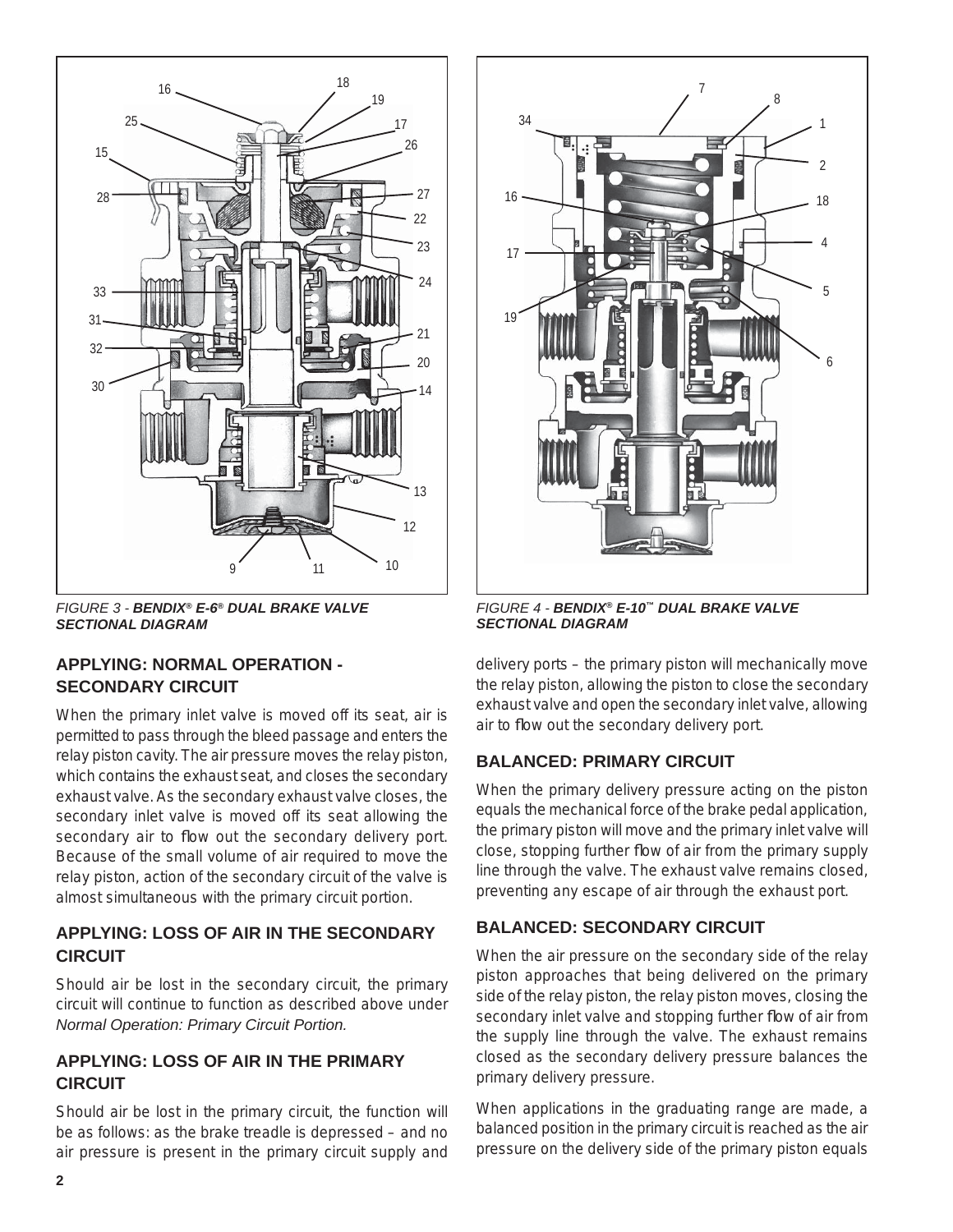FIGURE 3 - ***BENDIX® E-6® DUAL BRAKE VALVE SECTIONAL DIAGRAM***

FIGURE 4 - ***BENDIX® E-10™ DUAL BRAKE VALVE SECTIONAL DIAGRAM***

### APPLYING: NORMAL OPERATION - SECONDARY CIRCUIT

When the primary inlet valve is moved off its seat, air is permitted to pass through the bleed passage and enters the relay piston cavity. The air pressure moves the relay piston, which contains the exhaust seat, and closes the secondary exhaust valve. As the secondary exhaust valve closes, the secondary inlet valve is moved off its seat allowing the secondary air to flow out the secondary delivery port. Because of the small volume of air required to move the relay piston, action of the secondary circuit of the valve is almost simultaneous with the primary circuit portion.

### APPLYING: LOSS OF AIR IN THE SECONDARY CIRCUIT

Should air be lost in the secondary circuit, the primary circuit will continue to function as described above under *Normal Operation: Primary Circuit Portion.*

### APPLYING: LOSS OF AIR IN THE PRIMARY CIRCUIT

Should air be lost in the primary circuit, the function will be as follows: as the brake treadle is depressed – and no air pressure is present in the primary circuit supply and delivery ports – the primary piston will mechanically move the relay piston, allowing the piston to close the secondary exhaust valve and open the secondary inlet valve, allowing air to flow out the secondary delivery port.

### BALANCED: PRIMARY CIRCUIT

When the primary delivery pressure acting on the piston equals the mechanical force of the brake pedal application, the primary piston will move and the primary inlet valve will close, stopping further flow of air from the primary supply line through the valve. The exhaust valve remains closed, preventing any escape of air through the exhaust port.

### BALANCED: SECONDARY CIRCUIT

When the air pressure on the secondary side of the relay piston approaches that being delivered on the primary side of the relay piston, the relay piston moves, closing the secondary inlet valve and stopping further flow of air from the supply line through the valve. The exhaust remains closed as the secondary delivery pressure balances the primary delivery pressure.

When applications in the graduating range are made, a balanced position in the primary circuit is reached as the air pressure on the delivery side of the primary piston equals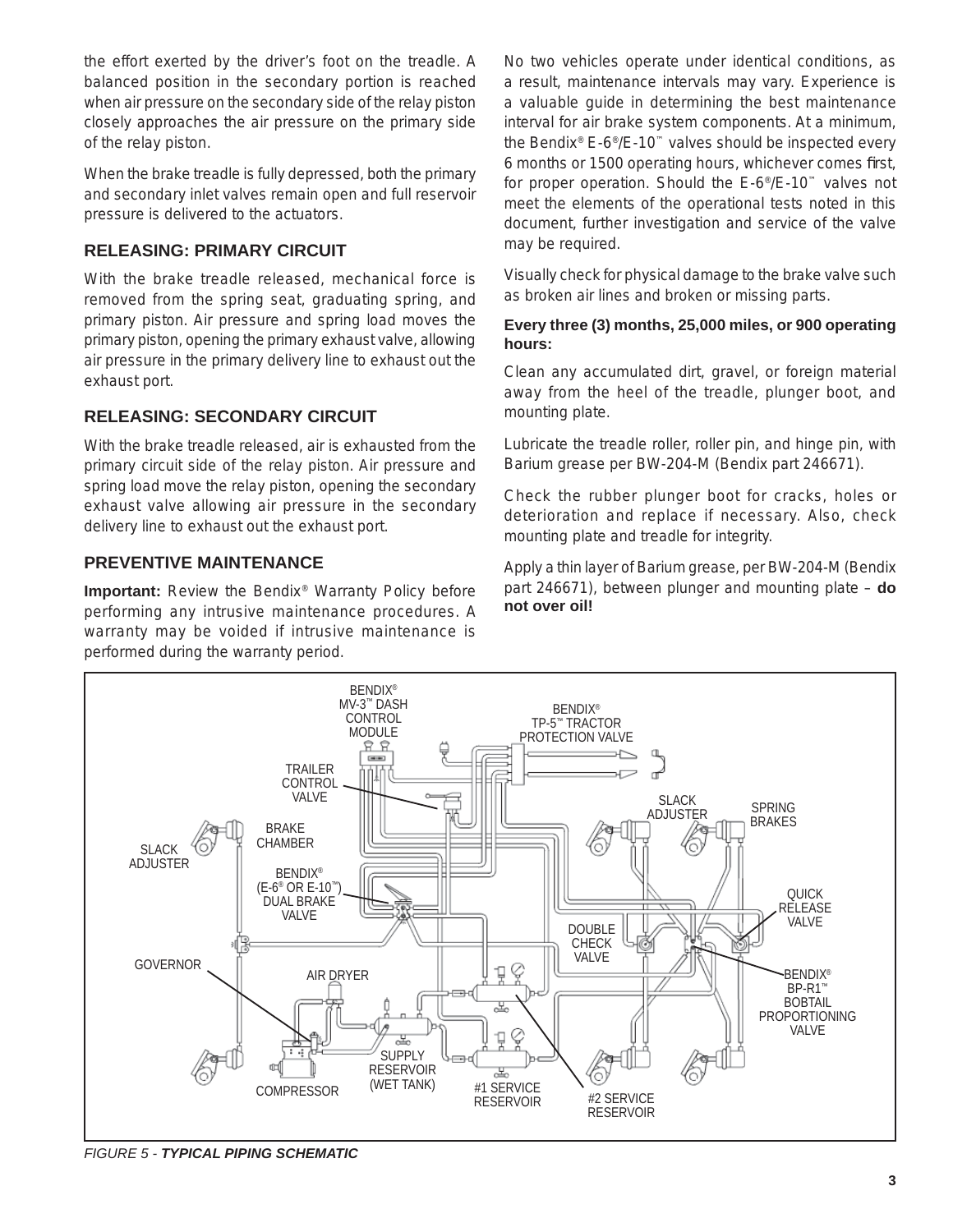the effort exerted by the driver's foot on the treadle. A balanced position in the secondary portion is reached when air pressure on the secondary side of the relay piston closely approaches the air pressure on the primary side of the relay piston.

When the brake treadle is fully depressed, both the primary and secondary inlet valves remain open and full reservoir pressure is delivered to the actuators.

### RELEASING: PRIMARY CIRCUIT

With the brake treadle released, mechanical force is removed from the spring seat, graduating spring, and primary piston. Air pressure and spring load moves the primary piston, opening the primary exhaust valve, allowing air pressure in the primary delivery line to exhaust out the exhaust port.

### RELEASING: SECONDARY CIRCUIT

With the brake treadle released, air is exhausted from the primary circuit side of the relay piston. Air pressure and spring load move the relay piston, opening the secondary exhaust valve allowing air pressure in the secondary delivery line to exhaust out the exhaust port.

### PREVENTIVE MAINTENANCE

**Important:** Review the Bendix® Warranty Policy before performing any intrusive maintenance procedures. A warranty may be voided if intrusive maintenance is performed during the warranty period.

No two vehicles operate under identical conditions, as a result, maintenance intervals may vary. Experience is a valuable guide in determining the best maintenance interval for air brake system components. At a minimum, the Bendix® E-6®/E-10™ valves should be inspected every 6 months or 1500 operating hours, whichever comes first, for proper operation. Should the E-6®/E-10™ valves not meet the elements of the operational tests noted in this document, further investigation and service of the valve may be required.

Visually check for physical damage to the brake valve such as broken air lines and broken or missing parts.

**Every three (3) months, 25,000 miles, or 900 operating hours:**

Clean any accumulated dirt, gravel, or foreign material away from the heel of the treadle, plunger boot, and mounting plate.

Lubricate the treadle roller, roller pin, and hinge pin, with Barium grease per BW-204-M (Bendix part 246671).

Check the rubber plunger boot for cracks, holes or deterioration and replace if necessary. Also, check mounting plate and treadle for integrity.

Apply a thin layer of Barium grease, per BW-204-M (Bendix part 246671), between plunger and mounting plate – **do not over oil!**

BENDIX® MV-3™ DASH CONTROL MODULE

BENDIX® TP-5™ TRACTOR PROTECTION VALVE

TRAILER CONTROL VALVE

SLACK ADJUSTER

SPRING BRAKES

BRAKE CHAMBER

SLACK ADJUSTER

BENDIX® (E-6® OR E-10™) DUAL BRAKE VALVE

QUICK RELEASE VALVE

DOUBLE CHECK VALVE

GOVERNOR

AIR DRYER

BENDIX® BP-R1™ BOBTAIL PROPORTIONING VALVE

SUPPLY RESERVOIR (WET TANK)

COMPRESSOR

#1 SERVICE RESERVOIR

#2 SERVICE RESERVOIR

*FIGURE 5 - **TYPICAL PIPING SCHEMATIC***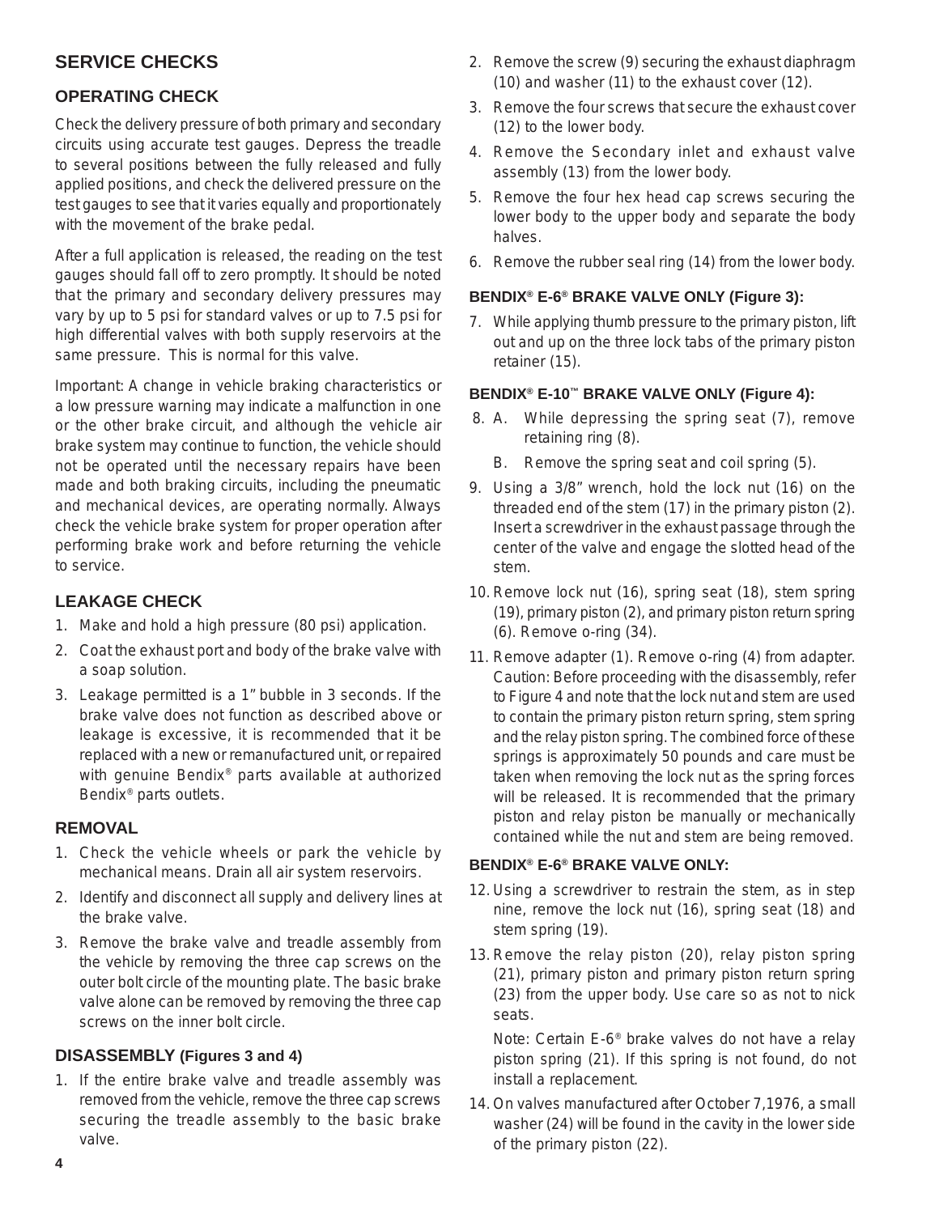## SERVICE CHECKS

### OPERATING CHECK

Check the delivery pressure of both primary and secondary circuits using accurate test gauges. Depress the treadle to several positions between the fully released and fully applied positions, and check the delivered pressure on the test gauges to see that it varies equally and proportionately with the movement of the brake pedal.

After a full application is released, the reading on the test gauges should fall off to zero promptly. It should be noted that the primary and secondary delivery pressures may vary by up to 5 psi for standard valves or up to 7.5 psi for high differential valves with both supply reservoirs at the same pressure. This is normal for this valve.

Important: A change in vehicle braking characteristics or a low pressure warning may indicate a malfunction in one or the other brake circuit, and although the vehicle air brake system may continue to function, the vehicle should not be operated until the necessary repairs have been made and both braking circuits, including the pneumatic and mechanical devices, are operating normally. Always check the vehicle brake system for proper operation after performing brake work and before returning the vehicle to service.

### LEAKAGE CHECK

1. Make and hold a high pressure (80 psi) application.
2. Coat the exhaust port and body of the brake valve with a soap solution.
3. Leakage permitted is a 1" bubble in 3 seconds. If the brake valve does not function as described above or leakage is excessive, it is recommended that it be replaced with a new or remanufactured unit, or repaired with genuine Bendix® parts available at authorized Bendix® parts outlets.

### REMOVAL

1. Check the vehicle wheels or park the vehicle by mechanical means. Drain all air system reservoirs.
2. Identify and disconnect all supply and delivery lines at the brake valve.
3. Remove the brake valve and treadle assembly from the vehicle by removing the three cap screws on the outer bolt circle of the mounting plate. The basic brake valve alone can be removed by removing the three cap screws on the inner bolt circle.

### DISASSEMBLY (Figures 3 and 4)

1. If the entire brake valve and treadle assembly was removed from the vehicle, remove the three cap screws securing the treadle assembly to the basic brake valve.
2. Remove the screw (9) securing the exhaust diaphragm (10) and washer (11) to the exhaust cover (12).
3. Remove the four screws that secure the exhaust cover (12) to the lower body.
4. Remove the Secondary inlet and exhaust valve assembly (13) from the lower body.
5. Remove the four hex head cap screws securing the lower body to the upper body and separate the body halves.
6. Remove the rubber seal ring (14) from the lower body.

#### BENDIX® E-6® BRAKE VALVE ONLY (Figure 3):

7. While applying thumb pressure to the primary piston, lift out and up on the three lock tabs of the primary piston retainer (15).

#### BENDIX® E-10™ BRAKE VALVE ONLY (Figure 4):

8. A. While depressing the spring seat (7), remove retaining ring (8).

   B. Remove the spring seat and coil spring (5).
9. Using a 3/8" wrench, hold the lock nut (16) on the threaded end of the stem (17) in the primary piston (2). Insert a screwdriver in the exhaust passage through the center of the valve and engage the slotted head of the stem.
10. Remove lock nut (16), spring seat (18), stem spring (19), primary piston (2), and primary piston return spring (6). Remove o-ring (34).
11. Remove adapter (1). Remove o-ring (4) from adapter. Caution: Before proceeding with the disassembly, refer to Figure 4 and note that the lock nut and stem are used to contain the primary piston return spring, stem spring and the relay piston spring. The combined force of these springs is approximately 50 pounds and care must be taken when removing the lock nut as the spring forces will be released. It is recommended that the primary piston and relay piston be manually or mechanically contained while the nut and stem are being removed.

#### BENDIX® E-6® BRAKE VALVE ONLY:

12. Using a screwdriver to restrain the stem, as in step nine, remove the lock nut (16), spring seat (18) and stem spring (19).
13. Remove the relay piston (20), relay piston spring (21), primary piston and primary piston return spring (23) from the upper body. Use care so as not to nick seats.

    Note: Certain E-6® brake valves do not have a relay piston spring (21). If this spring is not found, do not install a replacement.
14. On valves manufactured after October 7,1976, a small washer (24) will be found in the cavity in the lower side of the primary piston (22).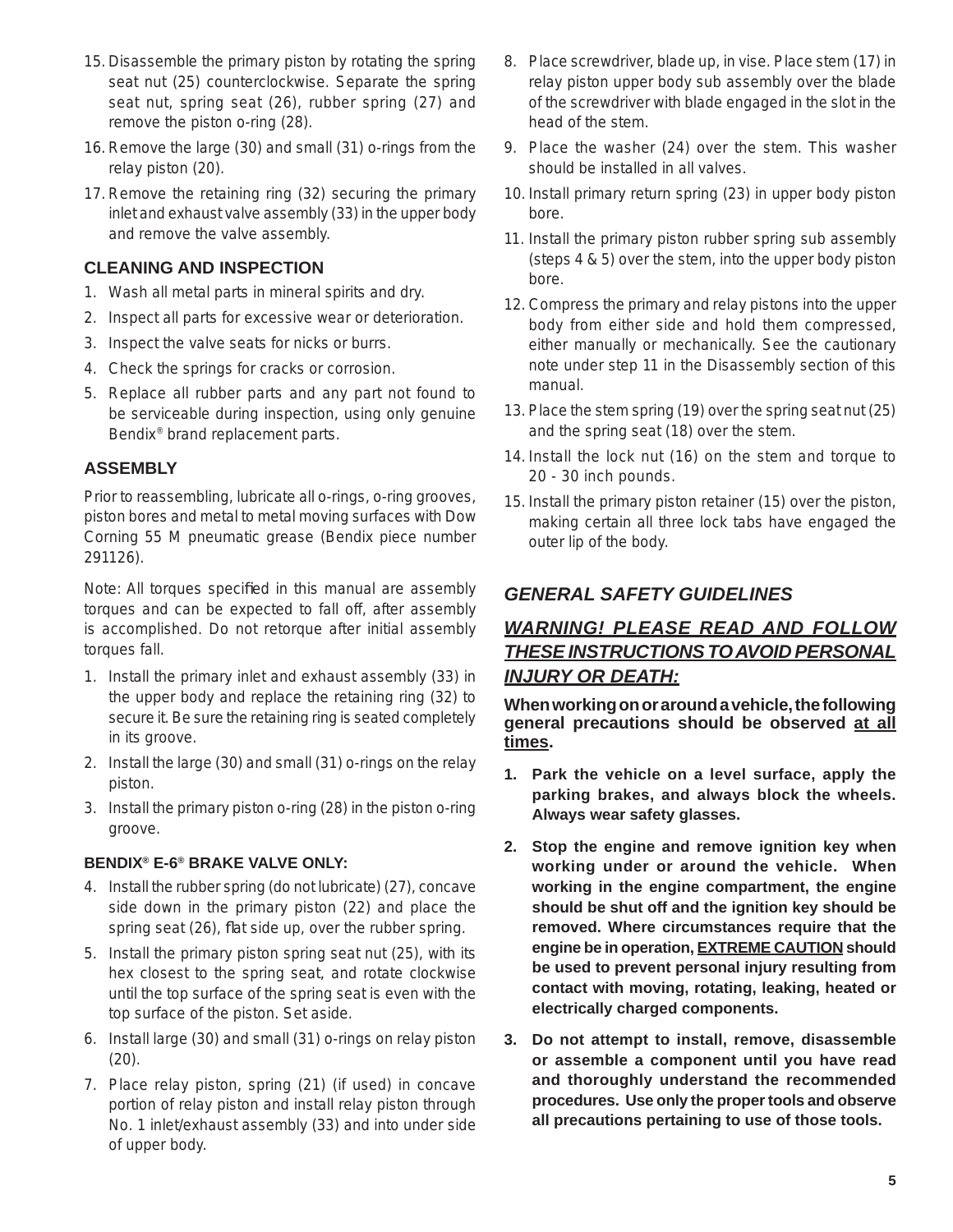15. Disassemble the primary piston by rotating the spring seat nut (25) counterclockwise. Separate the spring seat nut, spring seat (26), rubber spring (27) and remove the piston o-ring (28).
16. Remove the large (30) and small (31) o-rings from the relay piston (20).
17. Remove the retaining ring (32) securing the primary inlet and exhaust valve assembly (33) in the upper body and remove the valve assembly.

### CLEANING AND INSPECTION

1. Wash all metal parts in mineral spirits and dry.
2. Inspect all parts for excessive wear or deterioration.
3. Inspect the valve seats for nicks or burrs.
4. Check the springs for cracks or corrosion.
5. Replace all rubber parts and any part not found to be serviceable during inspection, using only genuine Bendix® brand replacement parts.

### ASSEMBLY

Prior to reassembling, lubricate all o-rings, o-ring grooves, piston bores and metal to metal moving surfaces with Dow Corning 55 M pneumatic grease (Bendix piece number 291126).

Note: All torques specified in this manual are assembly torques and can be expected to fall off, after assembly is accomplished. Do not retorque after initial assembly torques fall.

1. Install the primary inlet and exhaust assembly (33) in the upper body and replace the retaining ring (32) to secure it. Be sure the retaining ring is seated completely in its groove.
2. Install the large (30) and small (31) o-rings on the relay piston.
3. Install the primary piston o-ring (28) in the piston o-ring groove.

#### BENDIX® E-6® BRAKE VALVE ONLY:

4. Install the rubber spring (do not lubricate) (27), concave side down in the primary piston (22) and place the spring seat (26), flat side up, over the rubber spring.
5. Install the primary piston spring seat nut (25), with its hex closest to the spring seat, and rotate clockwise until the top surface of the spring seat is even with the top surface of the piston. Set aside.
6. Install large (30) and small (31) o-rings on relay piston (20).
7. Place relay piston, spring (21) (if used) in concave portion of relay piston and install relay piston through No. 1 inlet/exhaust assembly (33) and into under side of upper body.
8. Place screwdriver, blade up, in vise. Place stem (17) in relay piston upper body sub assembly over the blade of the screwdriver with blade engaged in the slot in the head of the stem.
9. Place the washer (24) over the stem. This washer should be installed in all valves.
10. Install primary return spring (23) in upper body piston bore.
11. Install the primary piston rubber spring sub assembly (steps 4 & 5) over the stem, into the upper body piston bore.
12. Compress the primary and relay pistons into the upper body from either side and hold them compressed, either manually or mechanically. See the cautionary note under step 11 in the Disassembly section of this manual.
13. Place the stem spring (19) over the spring seat nut (25) and the spring seat (18) over the stem.
14. Install the lock nut (16) on the stem and torque to 20 - 30 inch pounds.
15. Install the primary piston retainer (15) over the piston, making certain all three lock tabs have engaged the outer lip of the body.

## *GENERAL SAFETY GUIDELINES*

## ***WARNING! PLEASE READ AND FOLLOW THESE INSTRUCTIONS TO AVOID PERSONAL INJURY OR DEATH:***

**When working on or around a vehicle, the following general precautions should be observed at all times.**

1. **Park the vehicle on a level surface, apply the parking brakes, and always block the wheels. Always wear safety glasses.**
2. **Stop the engine and remove ignition key when working under or around the vehicle. When working in the engine compartment, the engine should be shut off and the ignition key should be removed. Where circumstances require that the engine be in operation, EXTREME CAUTION should be used to prevent personal injury resulting from contact with moving, rotating, leaking, heated or electrically charged components.**
3. **Do not attempt to install, remove, disassemble or assemble a component until you have read and thoroughly understand the recommended procedures. Use only the proper tools and observe all precautions pertaining to use of those tools.**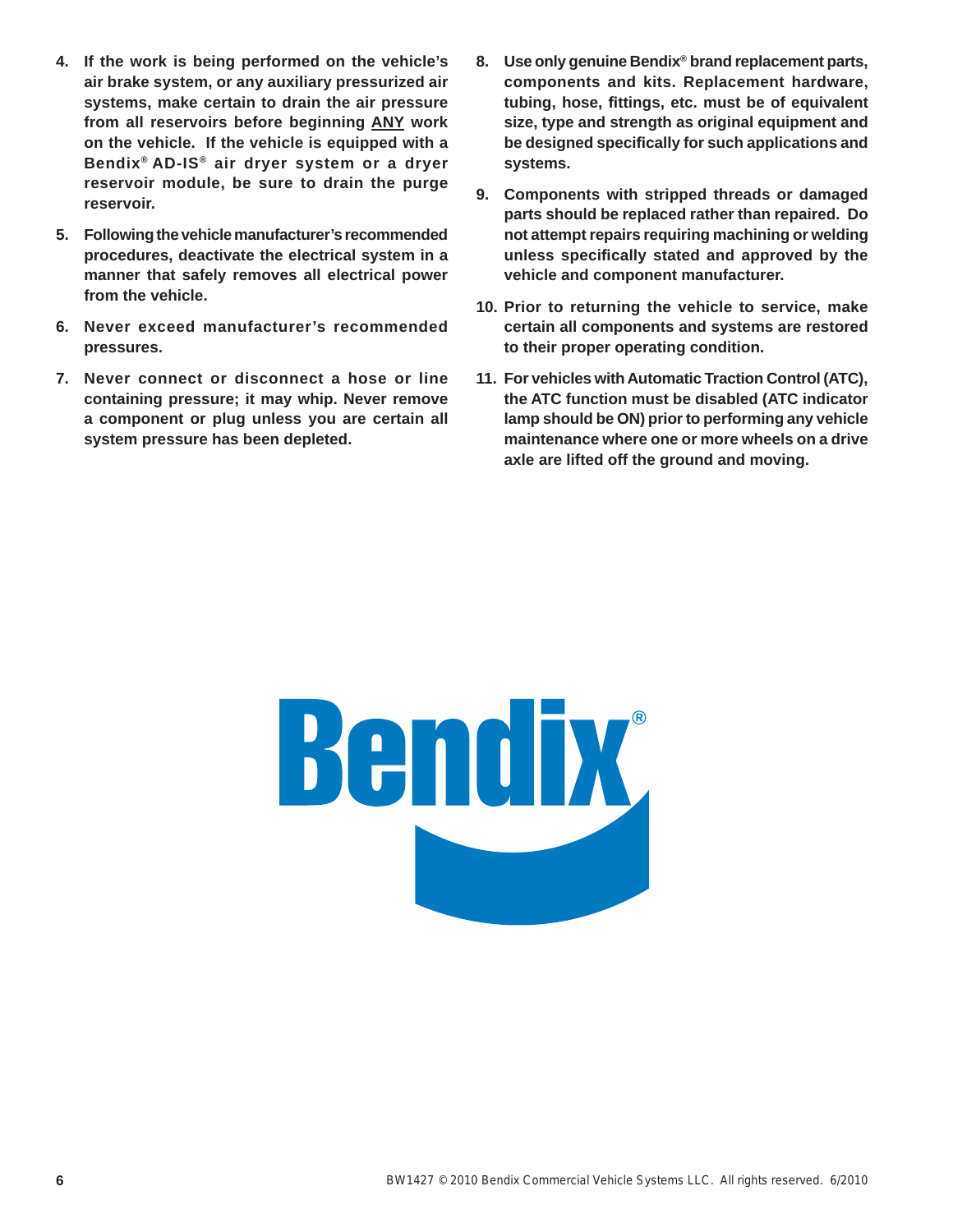4. **If the work is being performed on the vehicle's air brake system, or any auxiliary pressurized air systems, make certain to drain the air pressure from all reservoirs before beginning ANY work on the vehicle. If the vehicle is equipped with a Bendix® AD-IS® air dryer system or a dryer reservoir module, be sure to drain the purge reservoir.**

5. **Following the vehicle manufacturer's recommended procedures, deactivate the electrical system in a manner that safely removes all electrical power from the vehicle.**

6. **Never exceed manufacturer's recommended pressures.**

7. **Never connect or disconnect a hose or line containing pressure; it may whip. Never remove a component or plug unless you are certain all system pressure has been depleted.**

8. **Use only genuine Bendix® brand replacement parts, components and kits. Replacement hardware, tubing, hose, fittings, etc. must be of equivalent size, type and strength as original equipment and be designed specifically for such applications and systems.**

9. **Components with stripped threads or damaged parts should be replaced rather than repaired. Do not attempt repairs requiring machining or welding unless specifically stated and approved by the vehicle and component manufacturer.**

10. **Prior to returning the vehicle to service, make certain all components and systems are restored to their proper operating condition.**

11. **For vehicles with Automatic Traction Control (ATC), the ATC function must be disabled (ATC indicator lamp should be ON) prior to performing any vehicle maintenance where one or more wheels on a drive axle are lifted off the ground and moving.**

Bendix®

BW1427 © 2010 Bendix Commercial Vehicle Systems LLC. All rights reserved. 6/2010